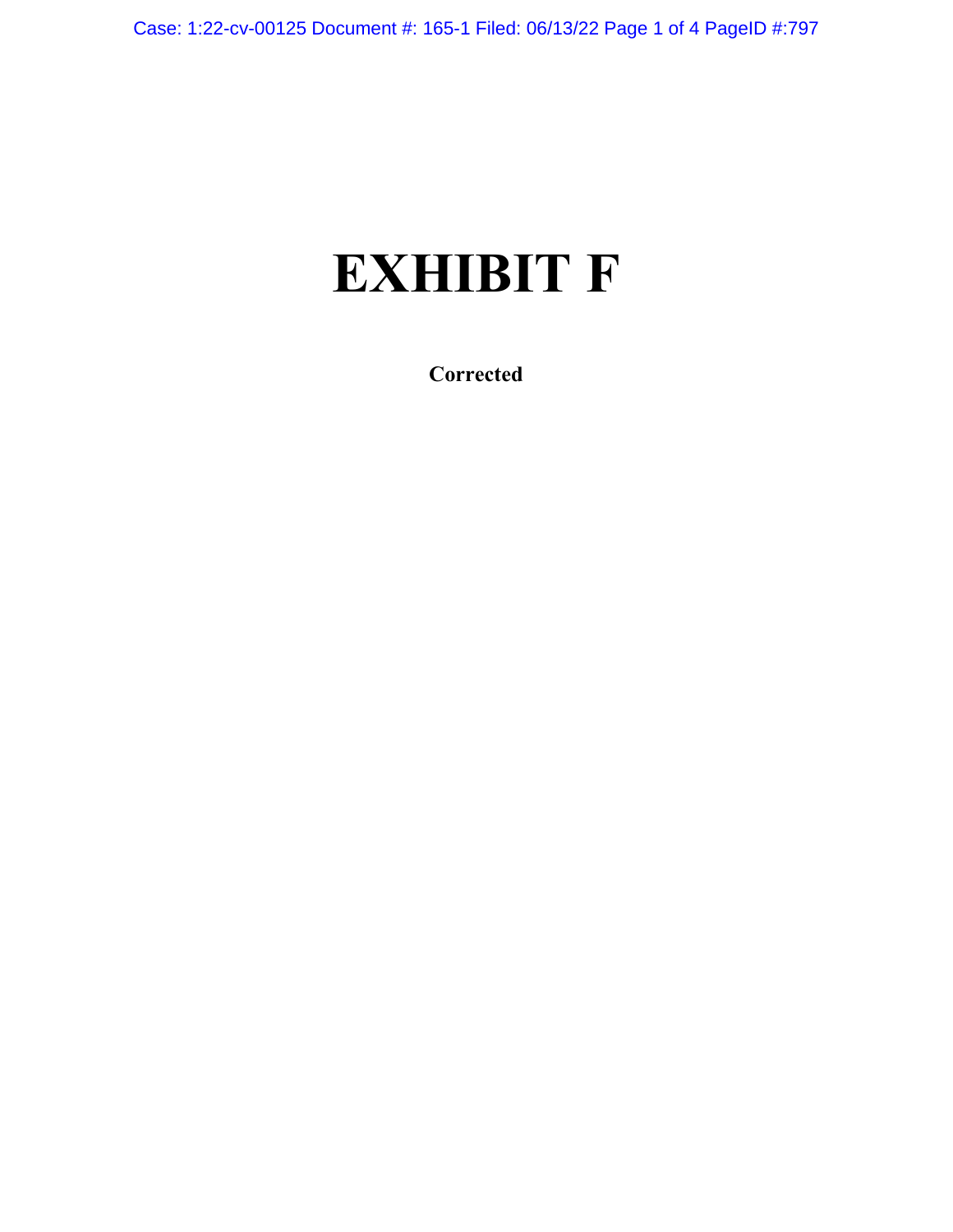# EXHIBIT F

**Corrected**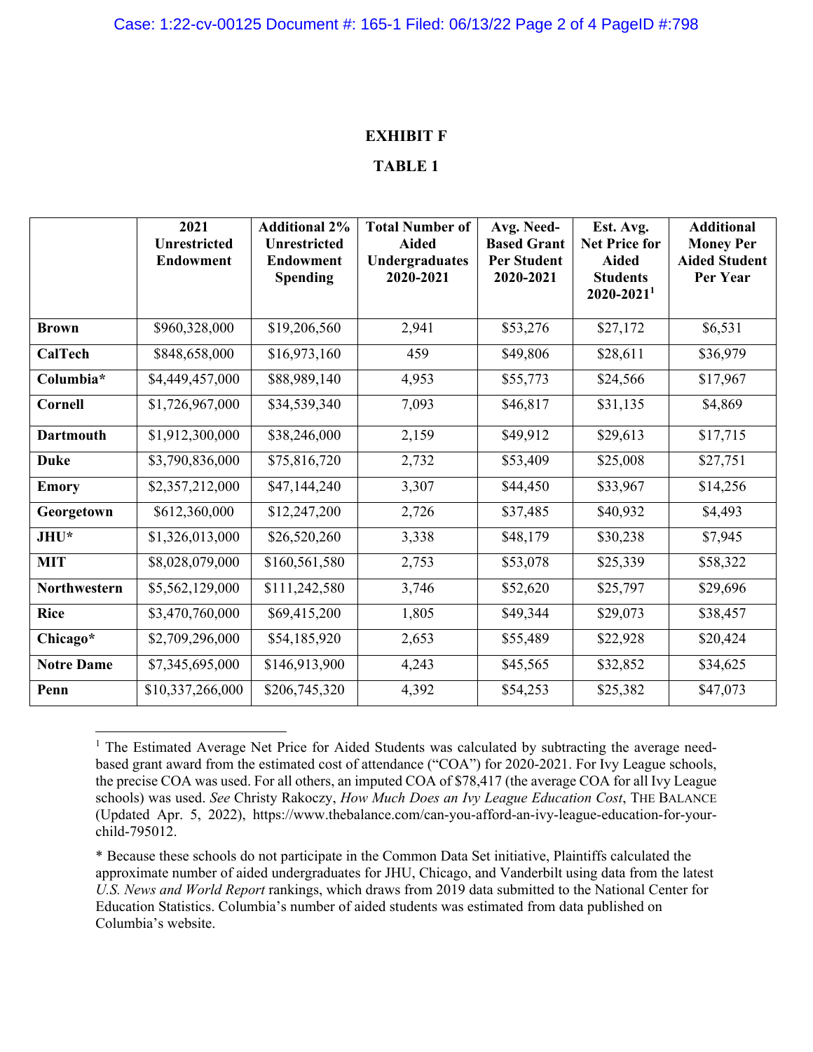**EXHIBIT F**

**TABLE 1**

| | 2021 Unrestricted Endowment | Additional 2% Unrestricted Endowment Spending | Total Number of Aided Undergraduates 2020-2021 | Avg. Need-Based Grant Per Student 2020-2021 | Est. Avg. Net Price for Aided Students 2020-2021[1] | Additional Money Per Aided Student Per Year |
|---|---|---|---|---|---|---|
| **Brown** | $960,328,000 | $19,206,560 | 2,941 | $53,276 | $27,172 | $6,531 |
| **CalTech** | $848,658,000 | $16,973,160 | 459 | $49,806 | $28,611 | $36,979 |
| **Columbia*** | $4,449,457,000 | $88,989,140 | 4,953 | $55,773 | $24,566 | $17,967 |
| **Cornell** | $1,726,967,000 | $34,539,340 | 7,093 | $46,817 | $31,135 | $4,869 |
| **Dartmouth** | $1,912,300,000 | $38,246,000 | 2,159 | $49,912 | $29,613 | $17,715 |
| **Duke** | $3,790,836,000 | $75,816,720 | 2,732 | $53,409 | $25,008 | $27,751 |
| **Emory** | $2,357,212,000 | $47,144,240 | 3,307 | $44,450 | $33,967 | $14,256 |
| **Georgetown** | $612,360,000 | $12,247,200 | 2,726 | $37,485 | $40,932 | $4,493 |
| **JHU*** | $1,326,013,000 | $26,520,260 | 3,338 | $48,179 | $30,238 | $7,945 |
| **MIT** | $8,028,079,000 | $160,561,580 | 2,753 | $53,078 | $25,339 | $58,322 |
| **Northwestern** | $5,562,129,000 | $111,242,580 | 3,746 | $52,620 | $25,797 | $29,696 |
| **Rice** | $3,470,760,000 | $69,415,200 | 1,805 | $49,344 | $29,073 | $38,457 |
| **Chicago*** | $2,709,296,000 | $54,185,920 | 2,653 | $55,489 | $22,928 | $20,424 |
| **Notre Dame** | $7,345,695,000 | $146,913,900 | 4,243 | $45,565 | $32,852 | $34,625 |
| **Penn** | $10,337,266,000 | $206,745,320 | 4,392 | $54,253 | $25,382 | $47,073 |

[1] The Estimated Average Net Price for Aided Students was calculated by subtracting the average need-based grant award from the estimated cost of attendance ("COA") for 2020-2021. For Ivy League schools, the precise COA was used. For all others, an imputed COA of $78,417 (the average COA for all Ivy League schools) was used. *See* Christy Rakoczy, *How Much Does an Ivy League Education Cost*, THE BALANCE (Updated Apr. 5, 2022), https://www.thebalance.com/can-you-afford-an-ivy-league-education-for-your-child-795012.

* Because these schools do not participate in the Common Data Set initiative, Plaintiffs calculated the approximate number of aided undergraduates for JHU, Chicago, and Vanderbilt using data from the latest *U.S. News and World Report* rankings, which draws from 2019 data submitted to the National Center for Education Statistics. Columbia's number of aided students was estimated from data published on Columbia's website.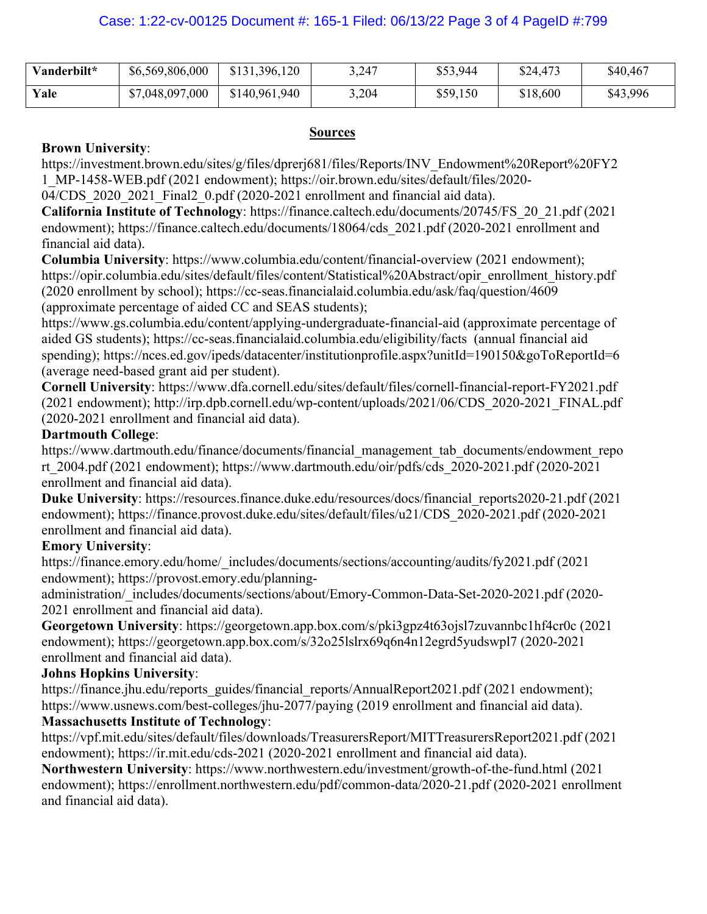| Vanderbilt* | $6,569,806,000 | $131,396,120 | 3,247 | $53,944 | $24,473 | $40,467 |
|---|---|---|---|---|---|---|
| **Yale** | $7,048,097,000 | $140,961,940 | 3,204 | $59,150 | $18,600 | $43,996 |

## Sources

**Brown University**: https://investment.brown.edu/sites/g/files/dprerj681/files/Reports/INV_Endowment%20Report%20FY21_MP-1458-WEB.pdf (2021 endowment); https://oir.brown.edu/sites/default/files/2020-04/CDS_2020_2021_Final2_0.pdf (2020-2021 enrollment and financial aid data).

**California Institute of Technology**: https://finance.caltech.edu/documents/20745/FS_20_21.pdf (2021 endowment); https://finance.caltech.edu/documents/18064/cds_2021.pdf (2020-2021 enrollment and financial aid data).

**Columbia University**: https://www.columbia.edu/content/financial-overview (2021 endowment); https://opir.columbia.edu/sites/default/files/content/Statistical%20Abstract/opir_enrollment_history.pdf (2020 enrollment by school); https://cc-seas.financialaid.columbia.edu/ask/faq/question/4609 (approximate percentage of aided CC and SEAS students); https://www.gs.columbia.edu/content/applying-undergraduate-financial-aid (approximate percentage of aided GS students); https://cc-seas.financialaid.columbia.edu/eligibility/facts (annual financial aid spending); https://nces.ed.gov/ipeds/datacenter/institutionprofile.aspx?unitId=190150&goToReportId=6 (average need-based grant aid per student).

**Cornell University**: https://www.dfa.cornell.edu/sites/default/files/cornell-financial-report-FY2021.pdf (2021 endowment); http://irp.dpb.cornell.edu/wp-content/uploads/2021/06/CDS_2020-2021_FINAL.pdf (2020-2021 enrollment and financial aid data).

**Dartmouth College**: https://www.dartmouth.edu/finance/documents/financial_management_tab_documents/endowment_report_2004.pdf (2021 endowment); https://www.dartmouth.edu/oir/pdfs/cds_2020-2021.pdf (2020-2021 enrollment and financial aid data).

**Duke University**: https://resources.finance.duke.edu/resources/docs/financial_reports2020-21.pdf (2021 endowment); https://finance.provost.duke.edu/sites/default/files/u21/CDS_2020-2021.pdf (2020-2021 enrollment and financial aid data).

**Emory University**: https://finance.emory.edu/home/_includes/documents/sections/accounting/audits/fy2021.pdf (2021 endowment); https://provost.emory.edu/planning-administration/_includes/documents/sections/about/Emory-Common-Data-Set-2020-2021.pdf (2020-2021 enrollment and financial aid data).

**Georgetown University**: https://georgetown.app.box.com/s/pki3gpz4t63ojsl7zuvannbc1hf4cr0c (2021 endowment); https://georgetown.app.box.com/s/32o25lslrx69q6n4n12egrd5yudswpl7 (2020-2021 enrollment and financial aid data).

**Johns Hopkins University**: https://finance.jhu.edu/reports_guides/financial_reports/AnnualReport2021.pdf (2021 endowment); https://www.usnews.com/best-colleges/jhu-2077/paying (2019 enrollment and financial aid data).

**Massachusetts Institute of Technology**: https://vpf.mit.edu/sites/default/files/downloads/TreasurersReport/MITTreasurersReport2021.pdf (2021 endowment); https://ir.mit.edu/cds-2021 (2020-2021 enrollment and financial aid data).

**Northwestern University**: https://www.northwestern.edu/investment/growth-of-the-fund.html (2021 endowment); https://enrollment.northwestern.edu/pdf/common-data/2020-21.pdf (2020-2021 enrollment and financial aid data).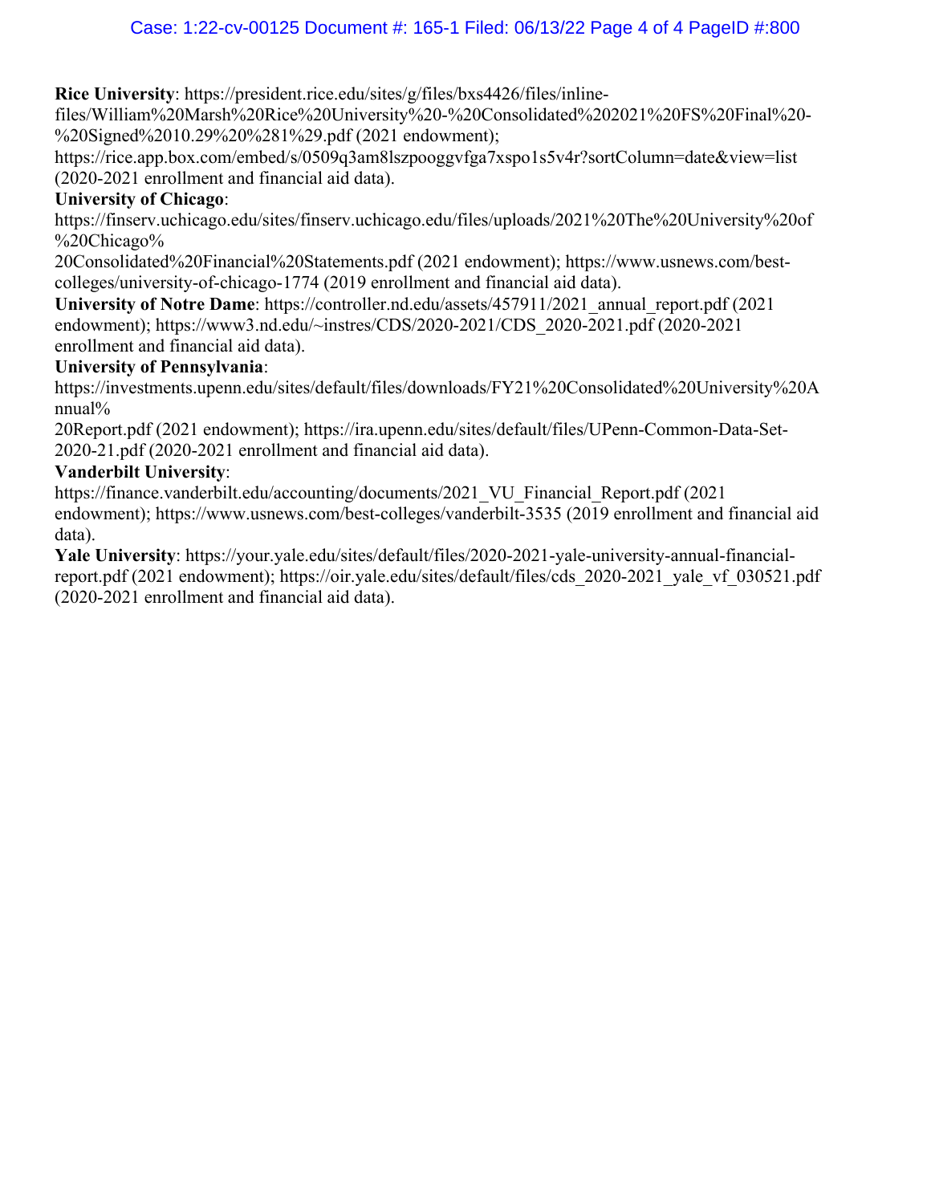**Rice University**: https://president.rice.edu/sites/g/files/bxs4426/files/inline-files/William%20Marsh%20Rice%20University%20-%20Consolidated%202021%20FS%20Final%20-%20Signed%2010.29%20%281%29.pdf (2021 endowment); https://rice.app.box.com/embed/s/0509q3am8lszpooggvfga7xspo1s5v4r?sortColumn=date&view=list (2020-2021 enrollment and financial aid data).

**University of Chicago**: https://finserv.uchicago.edu/sites/finserv.uchicago.edu/files/uploads/2021%20The%20University%20of%20Chicago%20Consolidated%20Financial%20Statements.pdf (2021 endowment); https://www.usnews.com/best-colleges/university-of-chicago-1774 (2019 enrollment and financial aid data).

**University of Notre Dame**: https://controller.nd.edu/assets/457911/2021_annual_report.pdf (2021 endowment); https://www3.nd.edu/~instres/CDS/2020-2021/CDS_2020-2021.pdf (2020-2021 enrollment and financial aid data).

**University of Pennsylvania**: https://investments.upenn.edu/sites/default/files/downloads/FY21%20Consolidated%20University%20Annual%20Report.pdf (2021 endowment); https://ira.upenn.edu/sites/default/files/UPenn-Common-Data-Set-2020-21.pdf (2020-2021 enrollment and financial aid data).

**Vanderbilt University**: https://finance.vanderbilt.edu/accounting/documents/2021_VU_Financial_Report.pdf (2021 endowment); https://www.usnews.com/best-colleges/vanderbilt-3535 (2019 enrollment and financial aid data).

**Yale University**: https://your.yale.edu/sites/default/files/2020-2021-yale-university-annual-financial-report.pdf (2021 endowment); https://oir.yale.edu/sites/default/files/cds_2020-2021_yale_vf_030521.pdf (2020-2021 enrollment and financial aid data).